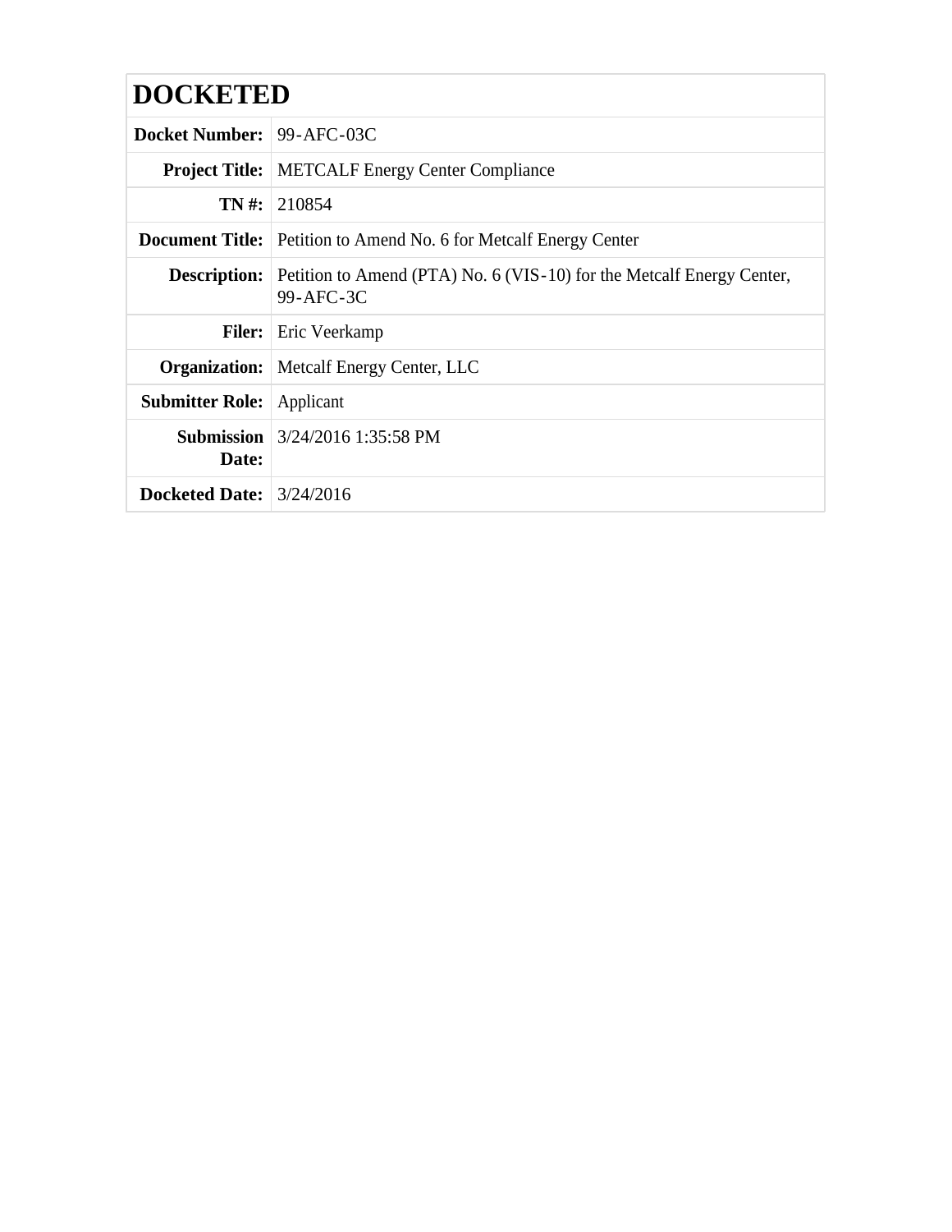# DOCKETED

| | |
|---|---|
| **Docket Number:** | 99-AFC-03C |
| **Project Title:** | METCALF Energy Center Compliance |
| **TN #:** | 210854 |
| **Document Title:** | Petition to Amend No. 6 for Metcalf Energy Center |
| **Description:** | Petition to Amend (PTA) No. 6 (VIS-10) for the Metcalf Energy Center, 99-AFC-3C |
| **Filer:** | Eric Veerkamp |
| **Organization:** | Metcalf Energy Center, LLC |
| **Submitter Role:** | Applicant |
| **Submission Date:** | 3/24/2016 1:35:58 PM |
| **Docketed Date:** | 3/24/2016 |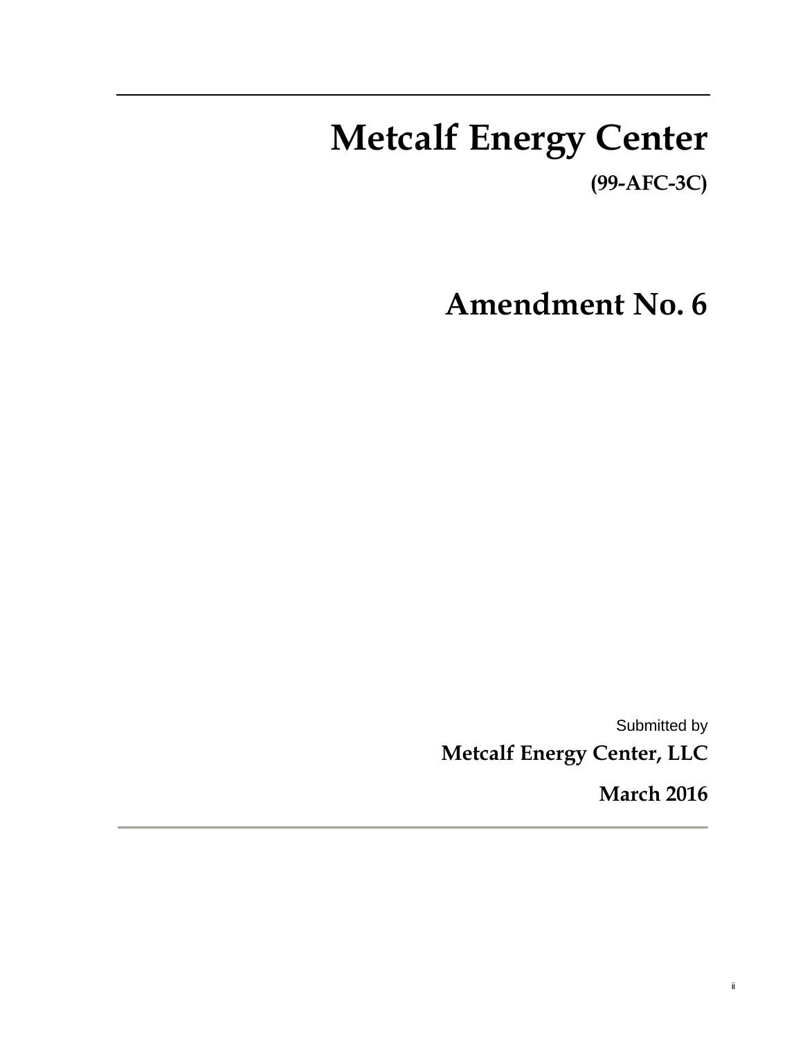# Metcalf Energy Center

**(99-AFC-3C)**

# Amendment No. 6

Submitted by

**Metcalf Energy Center, LLC**

**March 2016**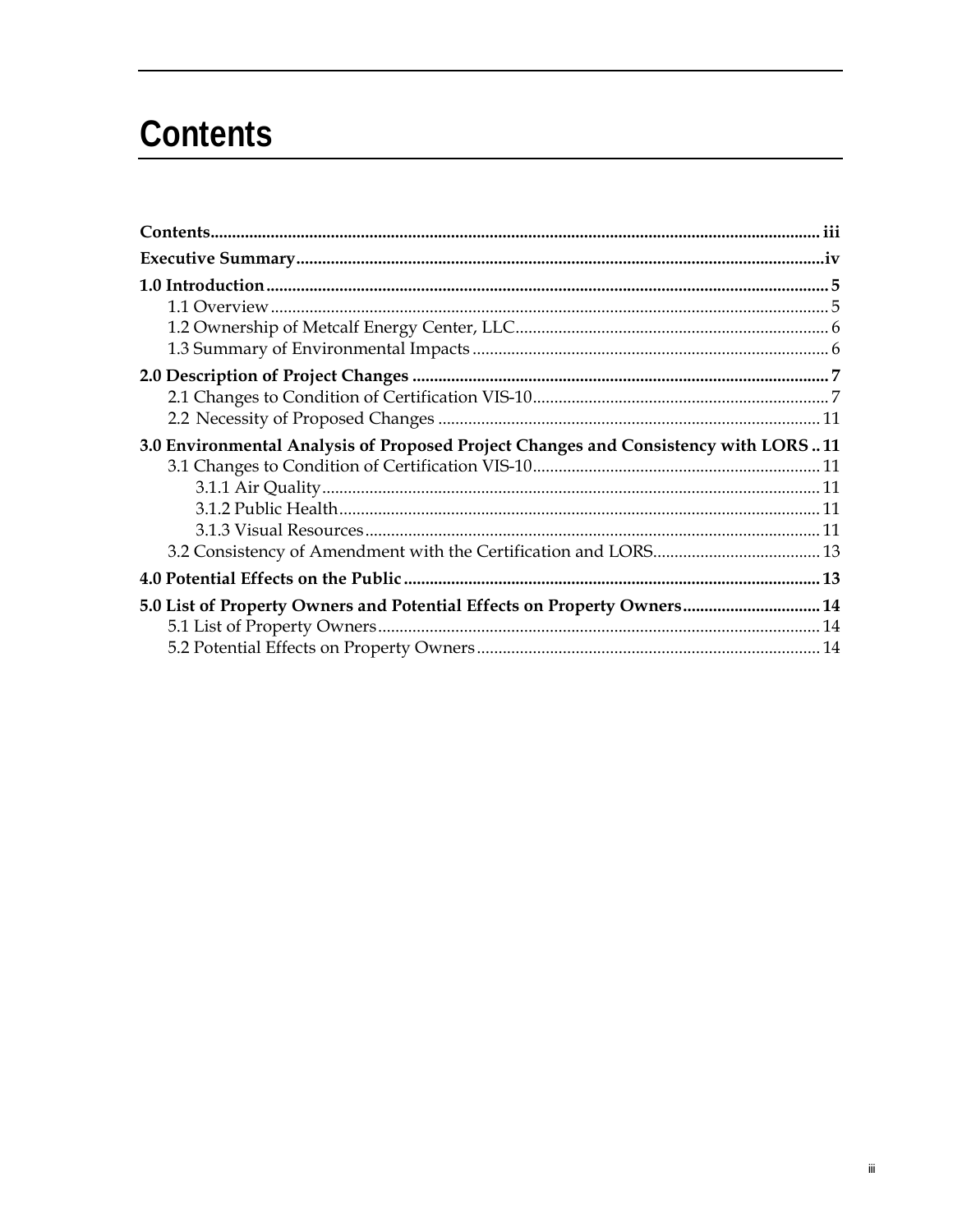# Contents

**Contents** ... iii

**Executive Summary** ... iv

**1.0 Introduction** ... 5
- 1.1 Overview ... 5
- 1.2 Ownership of Metcalf Energy Center, LLC ... 6
- 1.3 Summary of Environmental Impacts ... 6

**2.0 Description of Project Changes** ... 7
- 2.1 Changes to Condition of Certification VIS-10 ... 7
- 2.2 Necessity of Proposed Changes ... 11

**3.0 Environmental Analysis of Proposed Project Changes and Consistency with LORS** ... 11
- 3.1 Changes to Condition of Certification VIS-10 ... 11
  - 3.1.1 Air Quality ... 11
  - 3.1.2 Public Health ... 11
  - 3.1.3 Visual Resources ... 11
- 3.2 Consistency of Amendment with the Certification and LORS ... 13

**4.0 Potential Effects on the Public** ... 13

**5.0 List of Property Owners and Potential Effects on Property Owners** ... 14
- 5.1 List of Property Owners ... 14
- 5.2 Potential Effects on Property Owners ... 14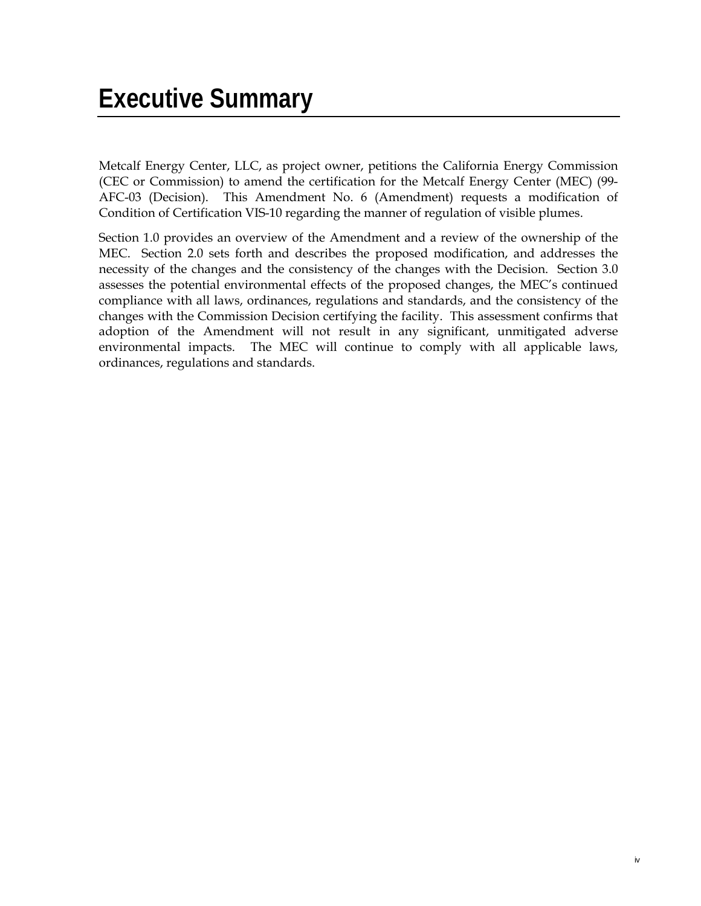# Executive Summary

Metcalf Energy Center, LLC, as project owner, petitions the California Energy Commission (CEC or Commission) to amend the certification for the Metcalf Energy Center (MEC) (99-AFC-03 (Decision). This Amendment No. 6 (Amendment) requests a modification of Condition of Certification VIS-10 regarding the manner of regulation of visible plumes.

Section 1.0 provides an overview of the Amendment and a review of the ownership of the MEC. Section 2.0 sets forth and describes the proposed modification, and addresses the necessity of the changes and the consistency of the changes with the Decision. Section 3.0 assesses the potential environmental effects of the proposed changes, the MEC's continued compliance with all laws, ordinances, regulations and standards, and the consistency of the changes with the Commission Decision certifying the facility. This assessment confirms that adoption of the Amendment will not result in any significant, unmitigated adverse environmental impacts. The MEC will continue to comply with all applicable laws, ordinances, regulations and standards.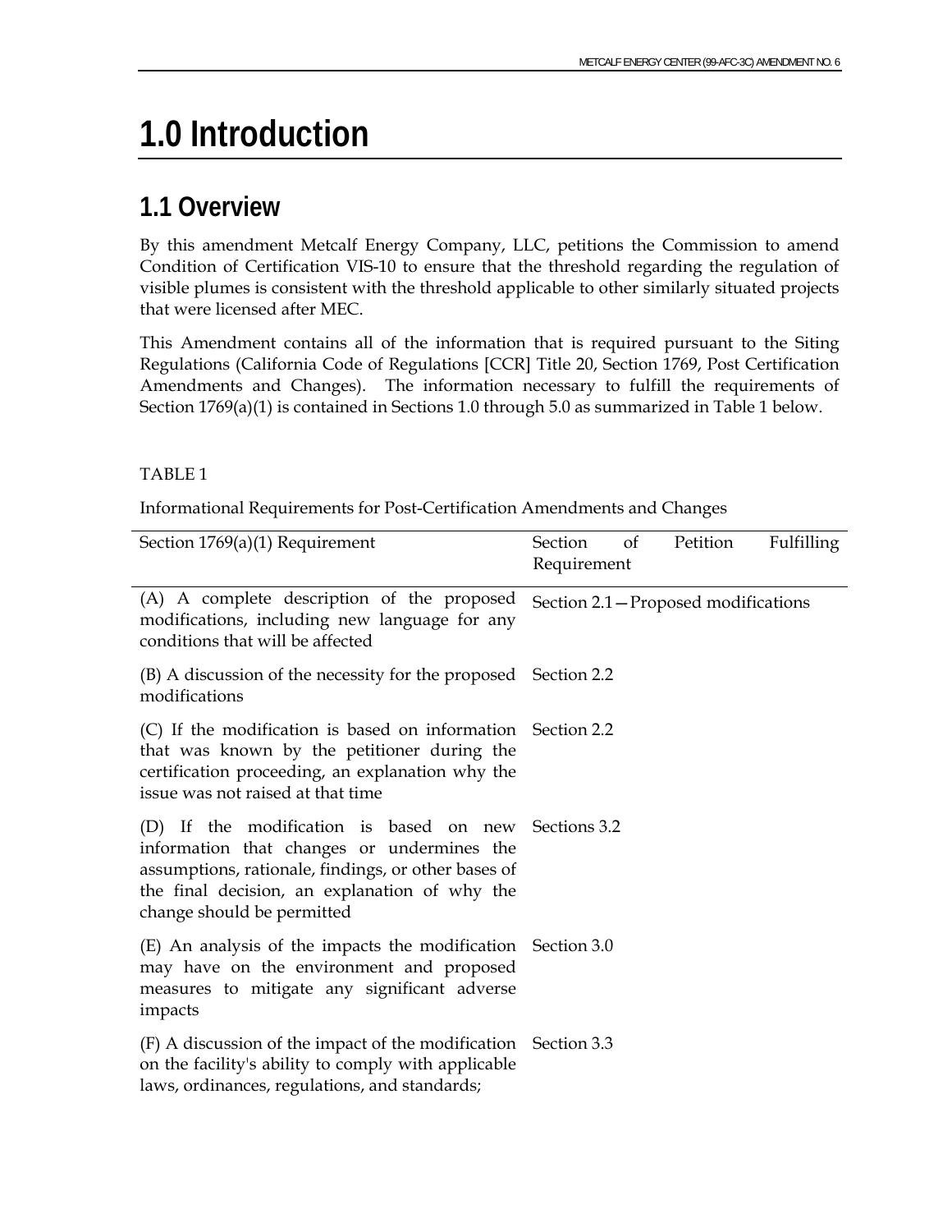# 1.0 Introduction

## 1.1 Overview

By this amendment Metcalf Energy Company, LLC, petitions the Commission to amend Condition of Certification VIS-10 to ensure that the threshold regarding the regulation of visible plumes is consistent with the threshold applicable to other similarly situated projects that were licensed after MEC.

This Amendment contains all of the information that is required pursuant to the Siting Regulations (California Code of Regulations [CCR] Title 20, Section 1769, Post Certification Amendments and Changes). The information necessary to fulfill the requirements of Section 1769(a)(1) is contained in Sections 1.0 through 5.0 as summarized in Table 1 below.

TABLE 1

Informational Requirements for Post-Certification Amendments and Changes

| Section 1769(a)(1) Requirement | Section of Petition Fulfilling Requirement |
| --- | --- |
| (A) A complete description of the proposed modifications, including new language for any conditions that will be affected | Section 2.1—Proposed modifications |
| (B) A discussion of the necessity for the proposed modifications | Section 2.2 |
| (C) If the modification is based on information that was known by the petitioner during the certification proceeding, an explanation why the issue was not raised at that time | Section 2.2 |
| (D) If the modification is based on new information that changes or undermines the assumptions, rationale, findings, or other bases of the final decision, an explanation of why the change should be permitted | Sections 3.2 |
| (E) An analysis of the impacts the modification may have on the environment and proposed measures to mitigate any significant adverse impacts | Section 3.0 |
| (F) A discussion of the impact of the modification on the facility's ability to comply with applicable laws, ordinances, regulations, and standards; | Section 3.3 |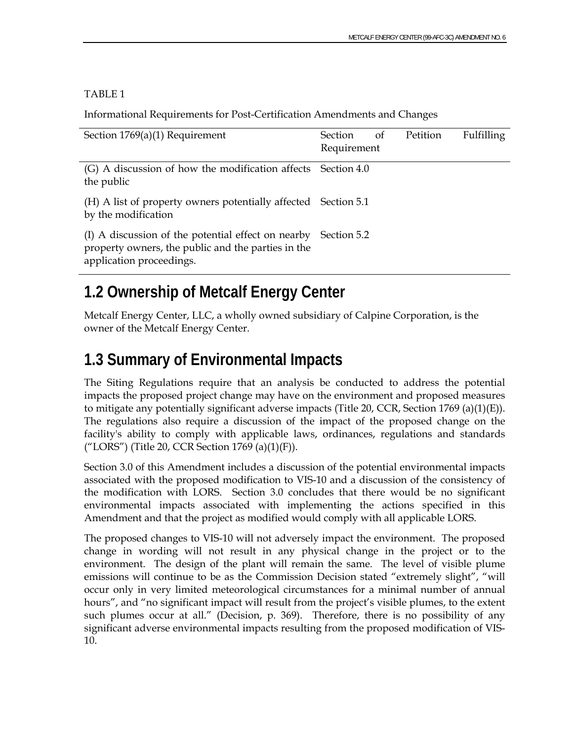TABLE 1

Informational Requirements for Post-Certification Amendments and Changes

| Section 1769(a)(1) Requirement | Section of Petition Fulfilling Requirement |
|---|---|
| (G) A discussion of how the modification affects the public | Section 4.0 |
| (H) A list of property owners potentially affected by the modification | Section 5.1 |
| (I) A discussion of the potential effect on nearby property owners, the public and the parties in the application proceedings. | Section 5.2 |

## 1.2 Ownership of Metcalf Energy Center

Metcalf Energy Center, LLC, a wholly owned subsidiary of Calpine Corporation, is the owner of the Metcalf Energy Center.

## 1.3 Summary of Environmental Impacts

The Siting Regulations require that an analysis be conducted to address the potential impacts the proposed project change may have on the environment and proposed measures to mitigate any potentially significant adverse impacts (Title 20, CCR, Section 1769 (a)(1)(E)). The regulations also require a discussion of the impact of the proposed change on the facility's ability to comply with applicable laws, ordinances, regulations and standards ("LORS") (Title 20, CCR Section 1769 (a)(1)(F)).

Section 3.0 of this Amendment includes a discussion of the potential environmental impacts associated with the proposed modification to VIS-10 and a discussion of the consistency of the modification with LORS. Section 3.0 concludes that there would be no significant environmental impacts associated with implementing the actions specified in this Amendment and that the project as modified would comply with all applicable LORS.

The proposed changes to VIS-10 will not adversely impact the environment. The proposed change in wording will not result in any physical change in the project or to the environment. The design of the plant will remain the same. The level of visible plume emissions will continue to be as the Commission Decision stated "extremely slight", "will occur only in very limited meteorological circumstances for a minimal number of annual hours", and "no significant impact will result from the project's visible plumes, to the extent such plumes occur at all." (Decision, p. 369). Therefore, there is no possibility of any significant adverse environmental impacts resulting from the proposed modification of VIS-10.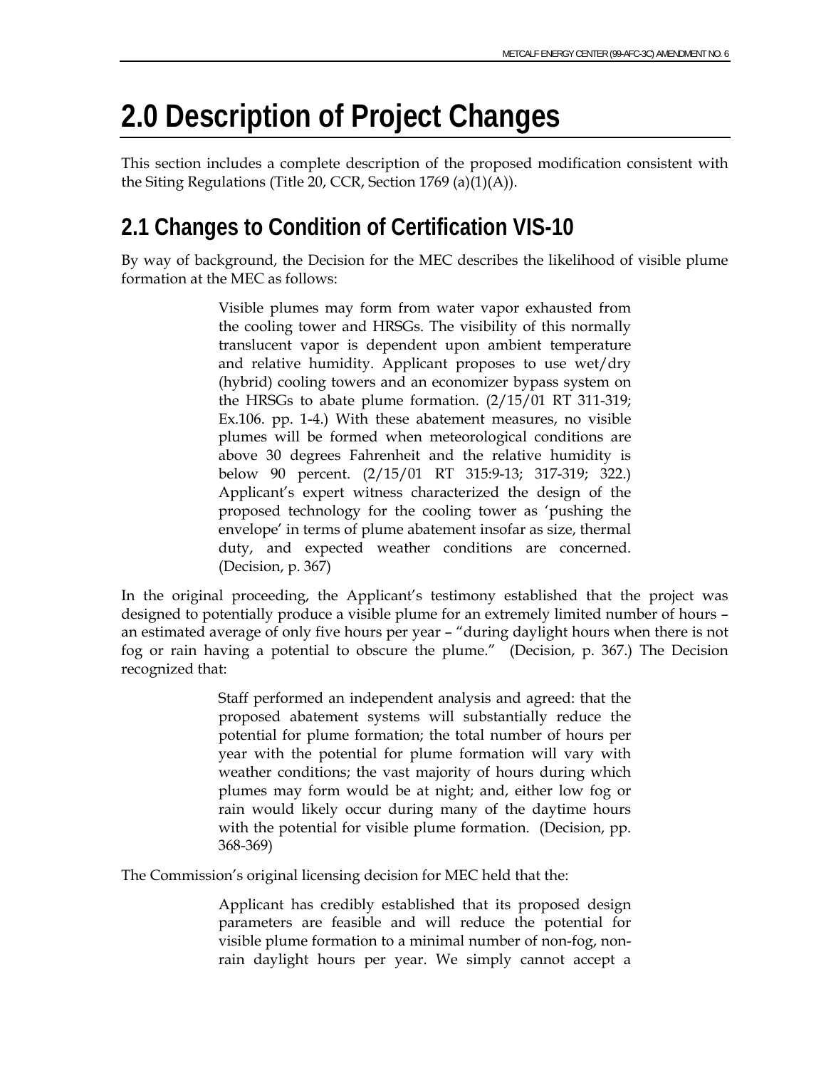# 2.0 Description of Project Changes

This section includes a complete description of the proposed modification consistent with the Siting Regulations (Title 20, CCR, Section 1769 (a)(1)(A)).

## 2.1 Changes to Condition of Certification VIS-10

By way of background, the Decision for the MEC describes the likelihood of visible plume formation at the MEC as follows:

> Visible plumes may form from water vapor exhausted from the cooling tower and HRSGs. The visibility of this normally translucent vapor is dependent upon ambient temperature and relative humidity. Applicant proposes to use wet/dry (hybrid) cooling towers and an economizer bypass system on the HRSGs to abate plume formation. (2/15/01 RT 311-319; Ex.106. pp. 1-4.) With these abatement measures, no visible plumes will be formed when meteorological conditions are above 30 degrees Fahrenheit and the relative humidity is below 90 percent. (2/15/01 RT 315:9-13; 317-319; 322.) Applicant's expert witness characterized the design of the proposed technology for the cooling tower as 'pushing the envelope' in terms of plume abatement insofar as size, thermal duty, and expected weather conditions are concerned. (Decision, p. 367)

In the original proceeding, the Applicant's testimony established that the project was designed to potentially produce a visible plume for an extremely limited number of hours – an estimated average of only five hours per year – "during daylight hours when there is not fog or rain having a potential to obscure the plume." (Decision, p. 367.) The Decision recognized that:

> Staff performed an independent analysis and agreed: that the proposed abatement systems will substantially reduce the potential for plume formation; the total number of hours per year with the potential for plume formation will vary with weather conditions; the vast majority of hours during which plumes may form would be at night; and, either low fog or rain would likely occur during many of the daytime hours with the potential for visible plume formation. (Decision, pp. 368-369)

The Commission's original licensing decision for MEC held that the:

> Applicant has credibly established that its proposed design parameters are feasible and will reduce the potential for visible plume formation to a minimal number of non-fog, non-rain daylight hours per year. We simply cannot accept a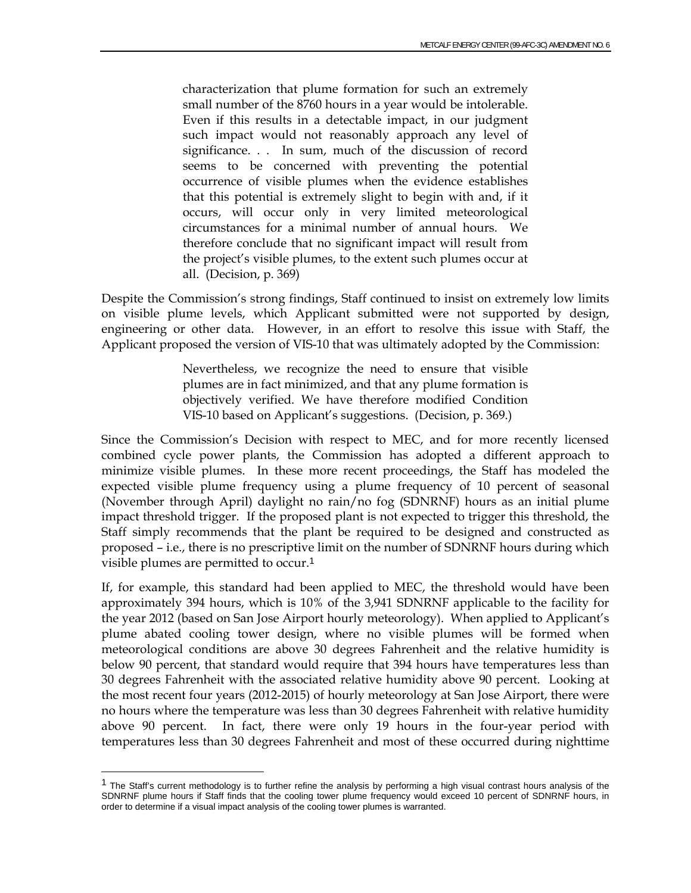> characterization that plume formation for such an extremely small number of the 8760 hours in a year would be intolerable. Even if this results in a detectable impact, in our judgment such impact would not reasonably approach any level of significance. . . In sum, much of the discussion of record seems to be concerned with preventing the potential occurrence of visible plumes when the evidence establishes that this potential is extremely slight to begin with and, if it occurs, will occur only in very limited meteorological circumstances for a minimal number of annual hours. We therefore conclude that no significant impact will result from the project's visible plumes, to the extent such plumes occur at all. (Decision, p. 369)

Despite the Commission's strong findings, Staff continued to insist on extremely low limits on visible plume levels, which Applicant submitted were not supported by design, engineering or other data. However, in an effort to resolve this issue with Staff, the Applicant proposed the version of VIS-10 that was ultimately adopted by the Commission:

> Nevertheless, we recognize the need to ensure that visible plumes are in fact minimized, and that any plume formation is objectively verified. We have therefore modified Condition VIS-10 based on Applicant's suggestions. (Decision, p. 369.)

Since the Commission's Decision with respect to MEC, and for more recently licensed combined cycle power plants, the Commission has adopted a different approach to minimize visible plumes. In these more recent proceedings, the Staff has modeled the expected visible plume frequency using a plume frequency of 10 percent of seasonal (November through April) daylight no rain/no fog (SDNRNF) hours as an initial plume impact threshold trigger. If the proposed plant is not expected to trigger this threshold, the Staff simply recommends that the plant be required to be designed and constructed as proposed – i.e., there is no prescriptive limit on the number of SDNRNF hours during which visible plumes are permitted to occur.[1]

If, for example, this standard had been applied to MEC, the threshold would have been approximately 394 hours, which is 10% of the 3,941 SDNRNF applicable to the facility for the year 2012 (based on San Jose Airport hourly meteorology). When applied to Applicant's plume abated cooling tower design, where no visible plumes will be formed when meteorological conditions are above 30 degrees Fahrenheit and the relative humidity is below 90 percent, that standard would require that 394 hours have temperatures less than 30 degrees Fahrenheit with the associated relative humidity above 90 percent. Looking at the most recent four years (2012-2015) of hourly meteorology at San Jose Airport, there were no hours where the temperature was less than 30 degrees Fahrenheit with relative humidity above 90 percent. In fact, there were only 19 hours in the four-year period with temperatures less than 30 degrees Fahrenheit and most of these occurred during nighttime

[1] The Staff's current methodology is to further refine the analysis by performing a high visual contrast hours analysis of the SDNRNF plume hours if Staff finds that the cooling tower plume frequency would exceed 10 percent of SDNRNF hours, in order to determine if a visual impact analysis of the cooling tower plumes is warranted.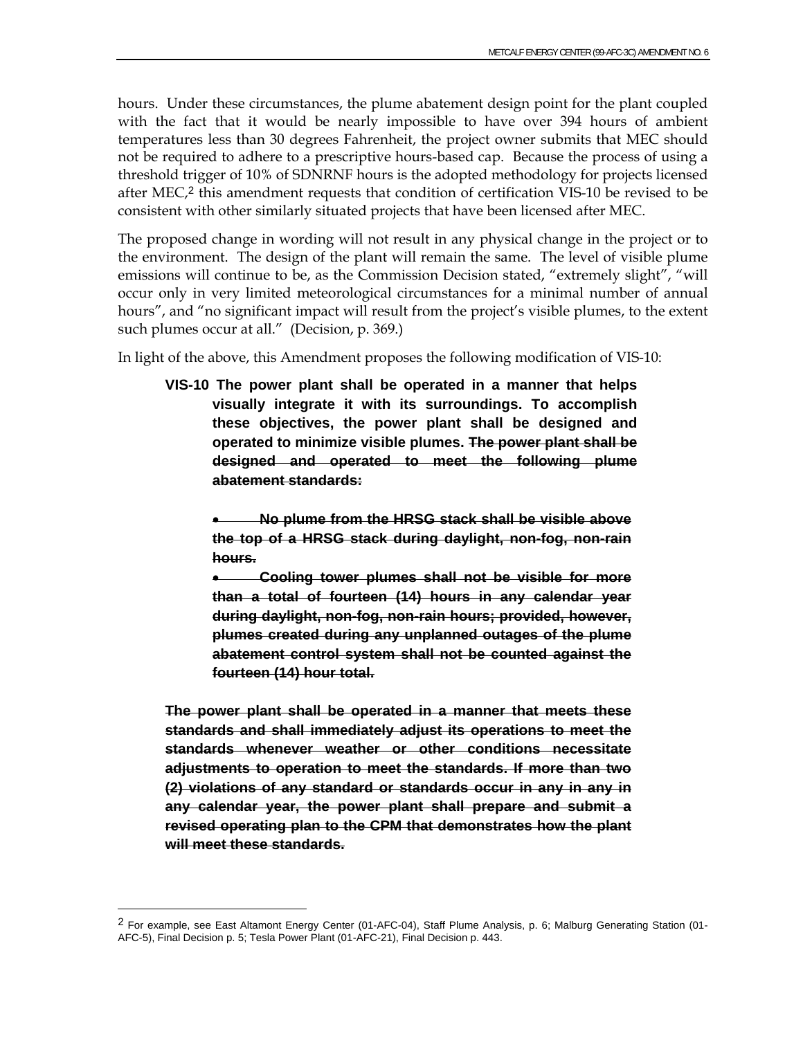hours. Under these circumstances, the plume abatement design point for the plant coupled with the fact that it would be nearly impossible to have over 394 hours of ambient temperatures less than 30 degrees Fahrenheit, the project owner submits that MEC should not be required to adhere to a prescriptive hours-based cap. Because the process of using a threshold trigger of 10% of SDNRNF hours is the adopted methodology for projects licensed after MEC,[2] this amendment requests that condition of certification VIS-10 be revised to be consistent with other similarly situated projects that have been licensed after MEC.

The proposed change in wording will not result in any physical change in the project or to the environment. The design of the plant will remain the same. The level of visible plume emissions will continue to be, as the Commission Decision stated, "extremely slight", "will occur only in very limited meteorological circumstances for a minimal number of annual hours", and "no significant impact will result from the project's visible plumes, to the extent such plumes occur at all." (Decision, p. 369.)

In light of the above, this Amendment proposes the following modification of VIS-10:

> **VIS-10 The power plant shall be operated in a manner that helps visually integrate it with its surroundings. To accomplish these objectives, the power plant shall be designed and operated to minimize visible plumes. ~~The power plant shall be designed and operated to meet the following plume abatement standards:~~**
>
> - **~~No plume from the HRSG stack shall be visible above the top of a HRSG stack during daylight, non-fog, non-rain hours.~~**
> - **~~Cooling tower plumes shall not be visible for more than a total of fourteen (14) hours in any calendar year during daylight, non-fog, non-rain hours; provided, however, plumes created during any unplanned outages of the plume abatement control system shall not be counted against the fourteen (14) hour total.~~**
>
> **~~The power plant shall be operated in a manner that meets these standards and shall immediately adjust its operations to meet the standards whenever weather or other conditions necessitate adjustments to operation to meet the standards. If more than two (2) violations of any standard or standards occur in any in any in any calendar year, the power plant shall prepare and submit a revised operating plan to the CPM that demonstrates how the plant will meet these standards.~~**

---

[2] For example, see East Altamont Energy Center (01-AFC-04), Staff Plume Analysis, p. 6; Malburg Generating Station (01-AFC-5), Final Decision p. 5; Tesla Power Plant (01-AFC-21), Final Decision p. 443.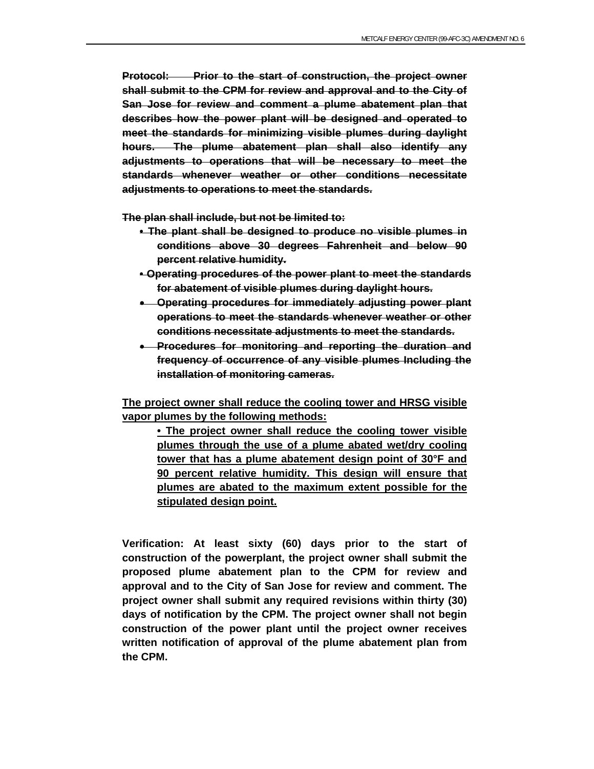~~**Protocol: Prior to the start of construction, the project owner shall submit to the CPM for review and approval and to the City of San Jose for review and comment a plume abatement plan that describes how the power plant will be designed and operated to meet the standards for minimizing visible plumes during daylight hours. The plume abatement plan shall also identify any adjustments to operations that will be necessary to meet the standards whenever weather or other conditions necessitate adjustments to operations to meet the standards.**~~

~~**The plan shall include, but not be limited to:**~~

- ~~**The plant shall be designed to produce no visible plumes in conditions above 30 degrees Fahrenheit and below 90 percent relative humidity.**~~
- ~~**Operating procedures of the power plant to meet the standards for abatement of visible plumes during daylight hours.**~~
- ~~**Operating procedures for immediately adjusting power plant operations to meet the standards whenever weather or other conditions necessitate adjustments to meet the standards.**~~
- ~~**Procedures for monitoring and reporting the duration and frequency of occurrence of any visible plumes Including the installation of monitoring cameras.**~~

<u>**The project owner shall reduce the cooling tower and HRSG visible vapor plumes by the following methods:**</u>

- <u>**The project owner shall reduce the cooling tower visible plumes through the use of a plume abated wet/dry cooling tower that has a plume abatement design point of 30°F and 90 percent relative humidity. This design will ensure that plumes are abated to the maximum extent possible for the stipulated design point.**</u>

**Verification: At least sixty (60) days prior to the start of construction of the powerplant, the project owner shall submit the proposed plume abatement plan to the CPM for review and approval and to the City of San Jose for review and comment. The project owner shall submit any required revisions within thirty (30) days of notification by the CPM. The project owner shall not begin construction of the power plant until the project owner receives written notification of approval of the plume abatement plan from the CPM.**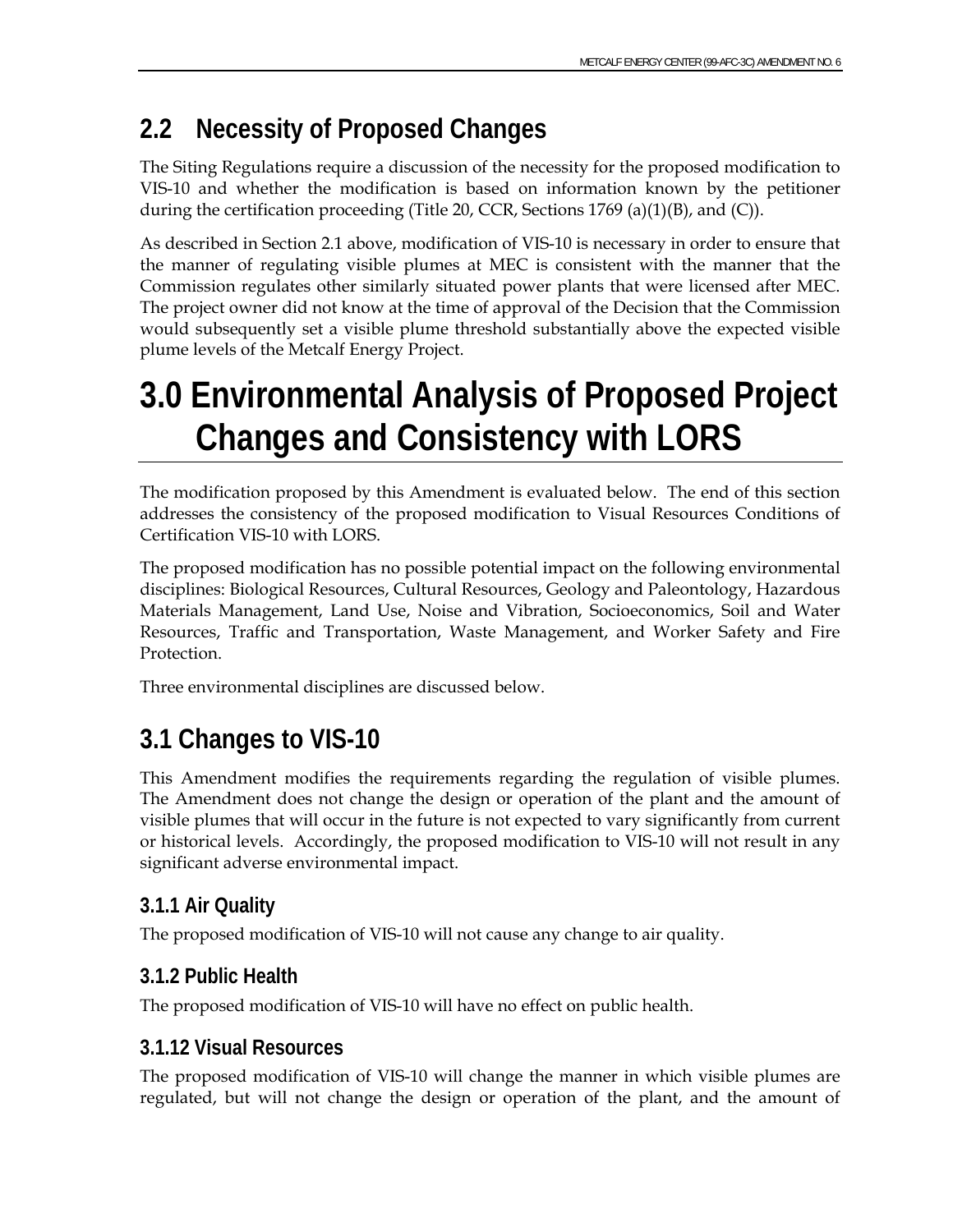## 2.2 Necessity of Proposed Changes

The Siting Regulations require a discussion of the necessity for the proposed modification to VIS-10 and whether the modification is based on information known by the petitioner during the certification proceeding (Title 20, CCR, Sections 1769 (a)(1)(B), and (C)).

As described in Section 2.1 above, modification of VIS-10 is necessary in order to ensure that the manner of regulating visible plumes at MEC is consistent with the manner that the Commission regulates other similarly situated power plants that were licensed after MEC. The project owner did not know at the time of approval of the Decision that the Commission would subsequently set a visible plume threshold substantially above the expected visible plume levels of the Metcalf Energy Project.

# 3.0 Environmental Analysis of Proposed Project Changes and Consistency with LORS

The modification proposed by this Amendment is evaluated below. The end of this section addresses the consistency of the proposed modification to Visual Resources Conditions of Certification VIS-10 with LORS.

The proposed modification has no possible potential impact on the following environmental disciplines: Biological Resources, Cultural Resources, Geology and Paleontology, Hazardous Materials Management, Land Use, Noise and Vibration, Socioeconomics, Soil and Water Resources, Traffic and Transportation, Waste Management, and Worker Safety and Fire Protection.

Three environmental disciplines are discussed below.

## 3.1 Changes to VIS-10

This Amendment modifies the requirements regarding the regulation of visible plumes. The Amendment does not change the design or operation of the plant and the amount of visible plumes that will occur in the future is not expected to vary significantly from current or historical levels. Accordingly, the proposed modification to VIS-10 will not result in any significant adverse environmental impact.

### 3.1.1 Air Quality

The proposed modification of VIS-10 will not cause any change to air quality.

### 3.1.2 Public Health

The proposed modification of VIS-10 will have no effect on public health.

### 3.1.12 Visual Resources

The proposed modification of VIS-10 will change the manner in which visible plumes are regulated, but will not change the design or operation of the plant, and the amount of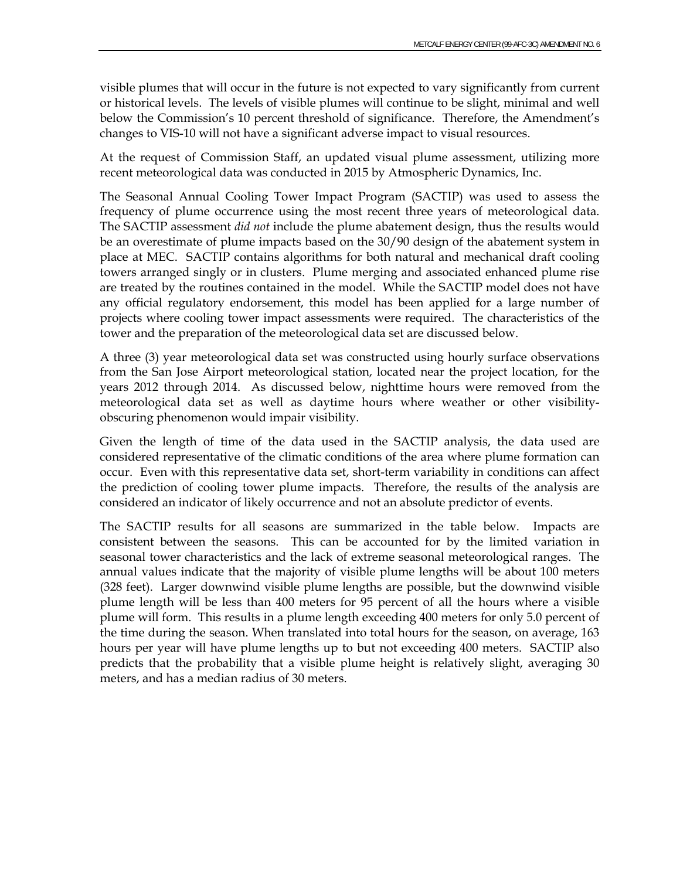visible plumes that will occur in the future is not expected to vary significantly from current or historical levels. The levels of visible plumes will continue to be slight, minimal and well below the Commission's 10 percent threshold of significance. Therefore, the Amendment's changes to VIS-10 will not have a significant adverse impact to visual resources.

At the request of Commission Staff, an updated visual plume assessment, utilizing more recent meteorological data was conducted in 2015 by Atmospheric Dynamics, Inc.

The Seasonal Annual Cooling Tower Impact Program (SACTIP) was used to assess the frequency of plume occurrence using the most recent three years of meteorological data. The SACTIP assessment *did not* include the plume abatement design, thus the results would be an overestimate of plume impacts based on the 30/90 design of the abatement system in place at MEC. SACTIP contains algorithms for both natural and mechanical draft cooling towers arranged singly or in clusters. Plume merging and associated enhanced plume rise are treated by the routines contained in the model. While the SACTIP model does not have any official regulatory endorsement, this model has been applied for a large number of projects where cooling tower impact assessments were required. The characteristics of the tower and the preparation of the meteorological data set are discussed below.

A three (3) year meteorological data set was constructed using hourly surface observations from the San Jose Airport meteorological station, located near the project location, for the years 2012 through 2014. As discussed below, nighttime hours were removed from the meteorological data set as well as daytime hours where weather or other visibility-obscuring phenomenon would impair visibility.

Given the length of time of the data used in the SACTIP analysis, the data used are considered representative of the climatic conditions of the area where plume formation can occur. Even with this representative data set, short-term variability in conditions can affect the prediction of cooling tower plume impacts. Therefore, the results of the analysis are considered an indicator of likely occurrence and not an absolute predictor of events.

The SACTIP results for all seasons are summarized in the table below. Impacts are consistent between the seasons. This can be accounted for by the limited variation in seasonal tower characteristics and the lack of extreme seasonal meteorological ranges. The annual values indicate that the majority of visible plume lengths will be about 100 meters (328 feet). Larger downwind visible plume lengths are possible, but the downwind visible plume length will be less than 400 meters for 95 percent of all the hours where a visible plume will form. This results in a plume length exceeding 400 meters for only 5.0 percent of the time during the season. When translated into total hours for the season, on average, 163 hours per year will have plume lengths up to but not exceeding 400 meters. SACTIP also predicts that the probability that a visible plume height is relatively slight, averaging 30 meters, and has a median radius of 30 meters.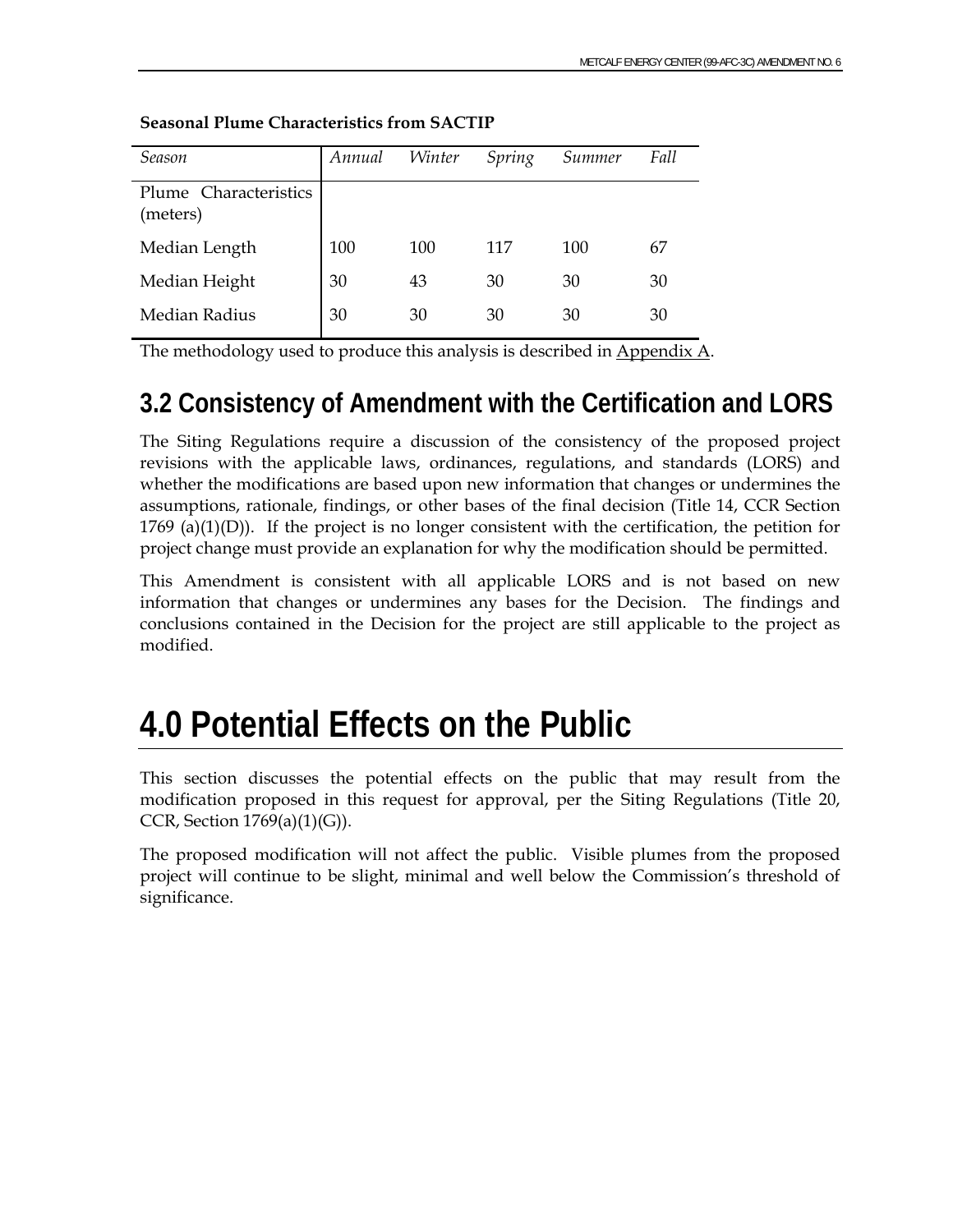**Seasonal Plume Characteristics from SACTIP**

| *Season* | *Annual* | *Winter* | *Spring* | *Summer* | *Fall* |
|---|---|---|---|---|---|
| Plume Characteristics (meters) | | | | | |
| Median Length | 100 | 100 | 117 | 100 | 67 |
| Median Height | 30 | 43 | 30 | 30 | 30 |
| Median Radius | 30 | 30 | 30 | 30 | 30 |

The methodology used to produce this analysis is described in Appendix A.

## 3.2 Consistency of Amendment with the Certification and LORS

The Siting Regulations require a discussion of the consistency of the proposed project revisions with the applicable laws, ordinances, regulations, and standards (LORS) and whether the modifications are based upon new information that changes or undermines the assumptions, rationale, findings, or other bases of the final decision (Title 14, CCR Section 1769 (a)(1)(D)). If the project is no longer consistent with the certification, the petition for project change must provide an explanation for why the modification should be permitted.

This Amendment is consistent with all applicable LORS and is not based on new information that changes or undermines any bases for the Decision. The findings and conclusions contained in the Decision for the project are still applicable to the project as modified.

# 4.0 Potential Effects on the Public

This section discusses the potential effects on the public that may result from the modification proposed in this request for approval, per the Siting Regulations (Title 20, CCR, Section 1769(a)(1)(G)).

The proposed modification will not affect the public. Visible plumes from the proposed project will continue to be slight, minimal and well below the Commission's threshold of significance.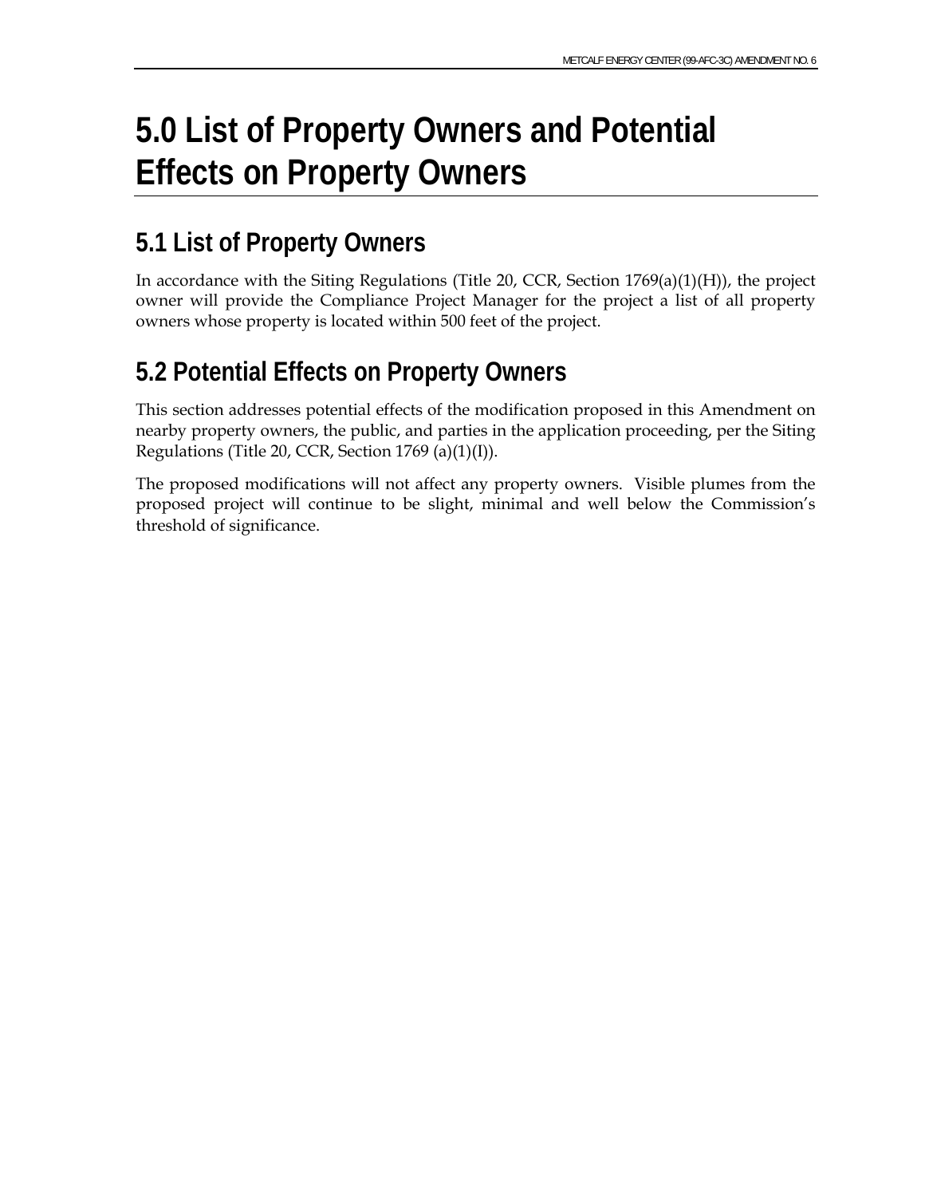# 5.0 List of Property Owners and Potential Effects on Property Owners

## 5.1 List of Property Owners

In accordance with the Siting Regulations (Title 20, CCR, Section 1769(a)(1)(H)), the project owner will provide the Compliance Project Manager for the project a list of all property owners whose property is located within 500 feet of the project.

## 5.2 Potential Effects on Property Owners

This section addresses potential effects of the modification proposed in this Amendment on nearby property owners, the public, and parties in the application proceeding, per the Siting Regulations (Title 20, CCR, Section 1769 (a)(1)(I)).

The proposed modifications will not affect any property owners. Visible plumes from the proposed project will continue to be slight, minimal and well below the Commission's threshold of significance.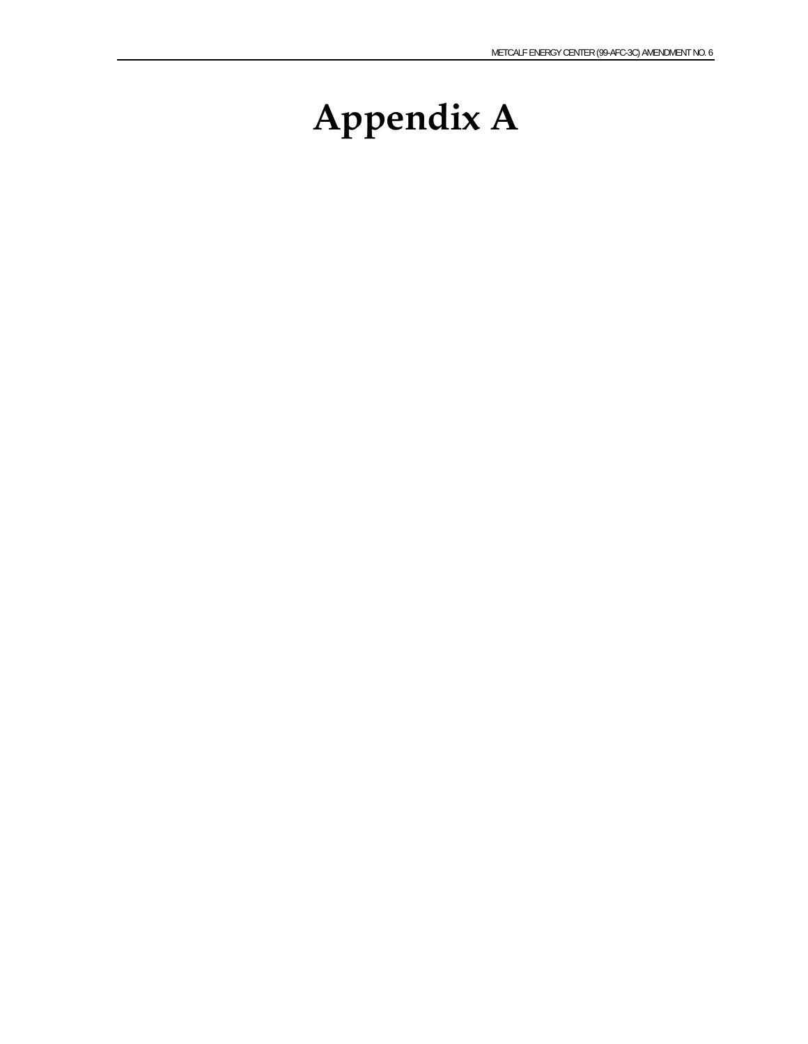# Appendix A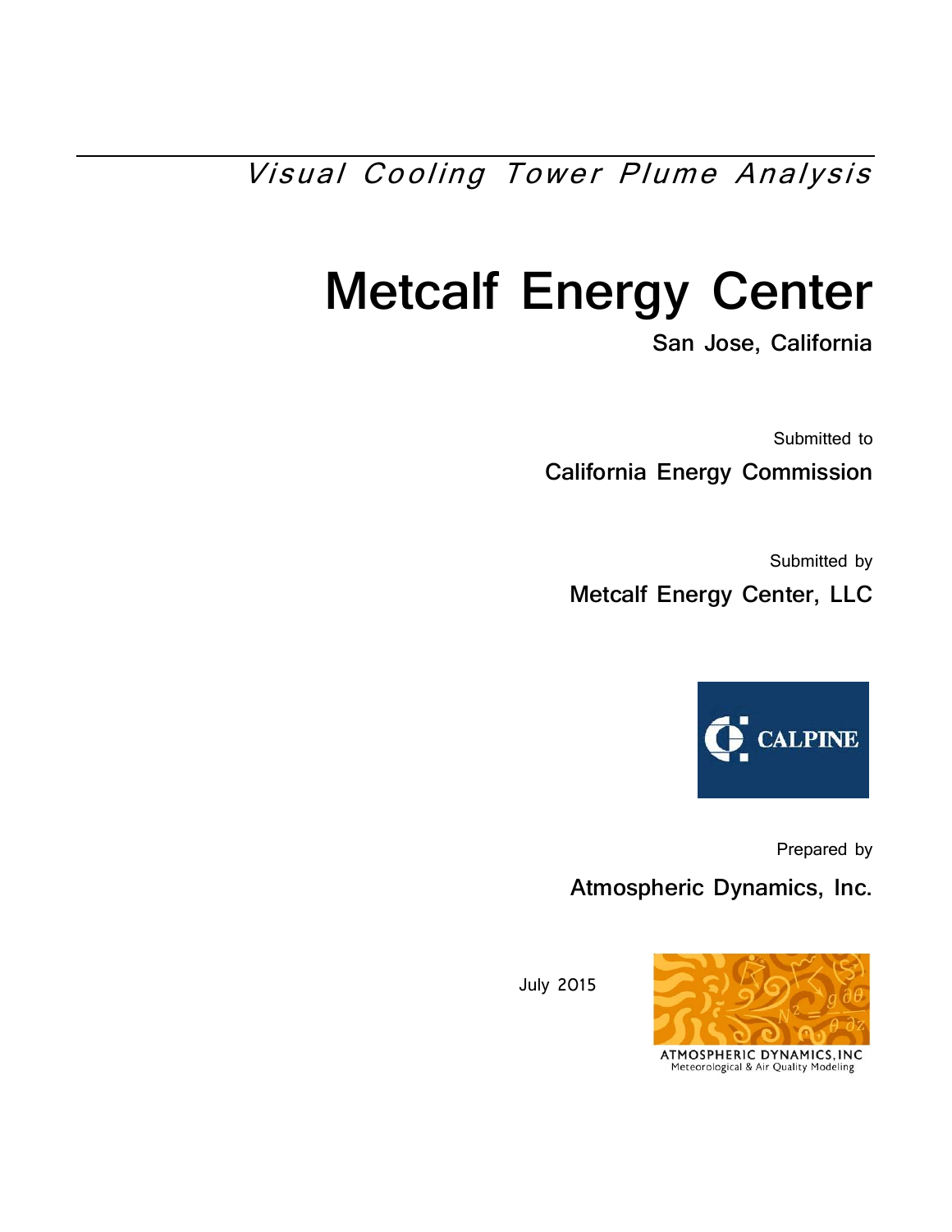*Visual Cooling Tower Plume Analysis*

# Metcalf Energy Center

**San Jose, California**

Submitted to

**California Energy Commission**

Submitted by

**Metcalf Energy Center, LLC**

CALPINE

Prepared by

**Atmospheric Dynamics, Inc.**

July 2015

ATMOSPHERIC DYNAMICS, INC
Meteorological & Air Quality Modeling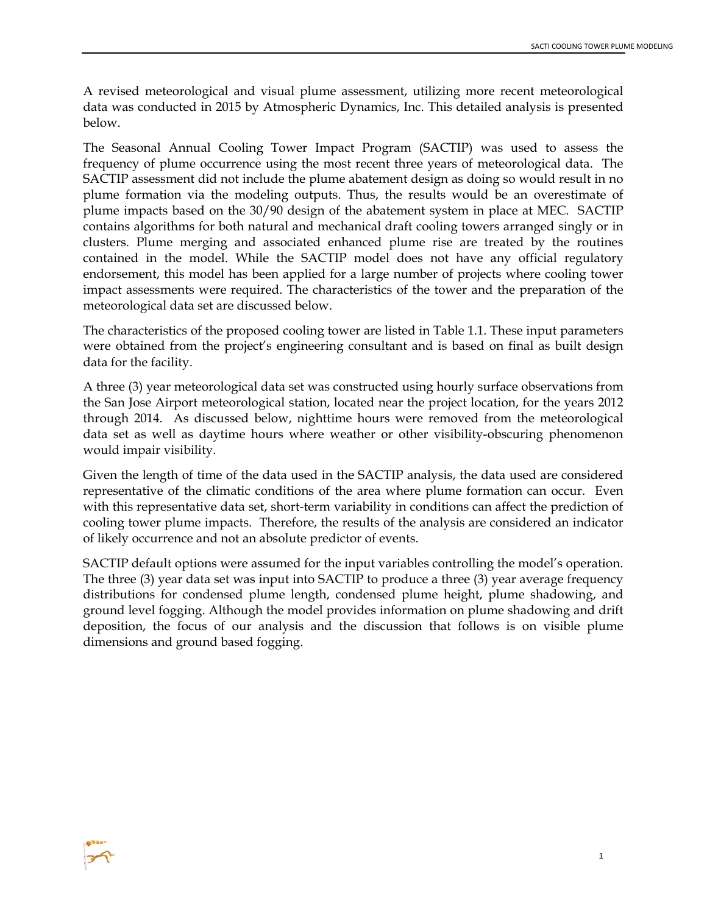A revised meteorological and visual plume assessment, utilizing more recent meteorological data was conducted in 2015 by Atmospheric Dynamics, Inc. This detailed analysis is presented below.

The Seasonal Annual Cooling Tower Impact Program (SACTIP) was used to assess the frequency of plume occurrence using the most recent three years of meteorological data. The SACTIP assessment did not include the plume abatement design as doing so would result in no plume formation via the modeling outputs. Thus, the results would be an overestimate of plume impacts based on the 30/90 design of the abatement system in place at MEC. SACTIP contains algorithms for both natural and mechanical draft cooling towers arranged singly or in clusters. Plume merging and associated enhanced plume rise are treated by the routines contained in the model. While the SACTIP model does not have any official regulatory endorsement, this model has been applied for a large number of projects where cooling tower impact assessments were required. The characteristics of the tower and the preparation of the meteorological data set are discussed below.

The characteristics of the proposed cooling tower are listed in Table 1.1. These input parameters were obtained from the project's engineering consultant and is based on final as built design data for the facility.

A three (3) year meteorological data set was constructed using hourly surface observations from the San Jose Airport meteorological station, located near the project location, for the years 2012 through 2014. As discussed below, nighttime hours were removed from the meteorological data set as well as daytime hours where weather or other visibility-obscuring phenomenon would impair visibility.

Given the length of time of the data used in the SACTIP analysis, the data used are considered representative of the climatic conditions of the area where plume formation can occur. Even with this representative data set, short-term variability in conditions can affect the prediction of cooling tower plume impacts. Therefore, the results of the analysis are considered an indicator of likely occurrence and not an absolute predictor of events.

SACTIP default options were assumed for the input variables controlling the model's operation. The three (3) year data set was input into SACTIP to produce a three (3) year average frequency distributions for condensed plume length, condensed plume height, plume shadowing, and ground level fogging. Although the model provides information on plume shadowing and drift deposition, the focus of our analysis and the discussion that follows is on visible plume dimensions and ground based fogging.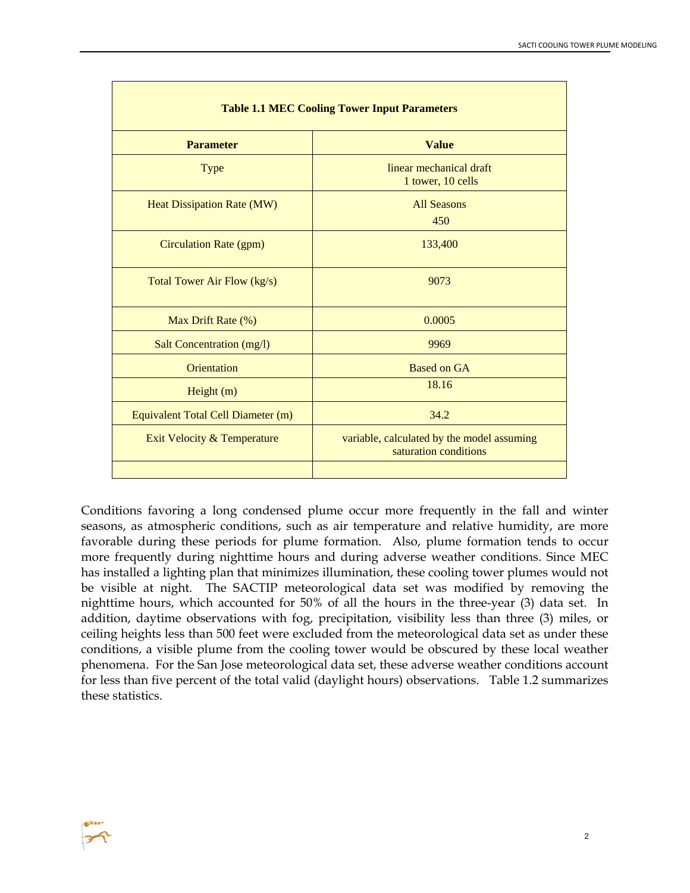| Table 1.1 MEC Cooling Tower Input Parameters | |
|---|---|
| **Parameter** | **Value** |
| Type | linear mechanical draft<br>1 tower, 10 cells |
| Heat Dissipation Rate (MW) | All Seasons<br>450 |
| Circulation Rate (gpm) | 133,400 |
| Total Tower Air Flow (kg/s) | 9073 |
| Max Drift Rate (%) | 0.0005 |
| Salt Concentration (mg/l) | 9969 |
| Orientation | Based on GA |
| Height (m) | 18.16 |
| Equivalent Total Cell Diameter (m) | 34.2 |
| Exit Velocity & Temperature | variable, calculated by the model assuming saturation conditions |
| | |

Conditions favoring a long condensed plume occur more frequently in the fall and winter seasons, as atmospheric conditions, such as air temperature and relative humidity, are more favorable during these periods for plume formation. Also, plume formation tends to occur more frequently during nighttime hours and during adverse weather conditions. Since MEC has installed a lighting plan that minimizes illumination, these cooling tower plumes would not be visible at night. The SACTIP meteorological data set was modified by removing the nighttime hours, which accounted for 50% of all the hours in the three-year (3) data set. In addition, daytime observations with fog, precipitation, visibility less than three (3) miles, or ceiling heights less than 500 feet were excluded from the meteorological data set as under these conditions, a visible plume from the cooling tower would be obscured by these local weather phenomena. For the San Jose meteorological data set, these adverse weather conditions account for less than five percent of the total valid (daylight hours) observations. Table 1.2 summarizes these statistics.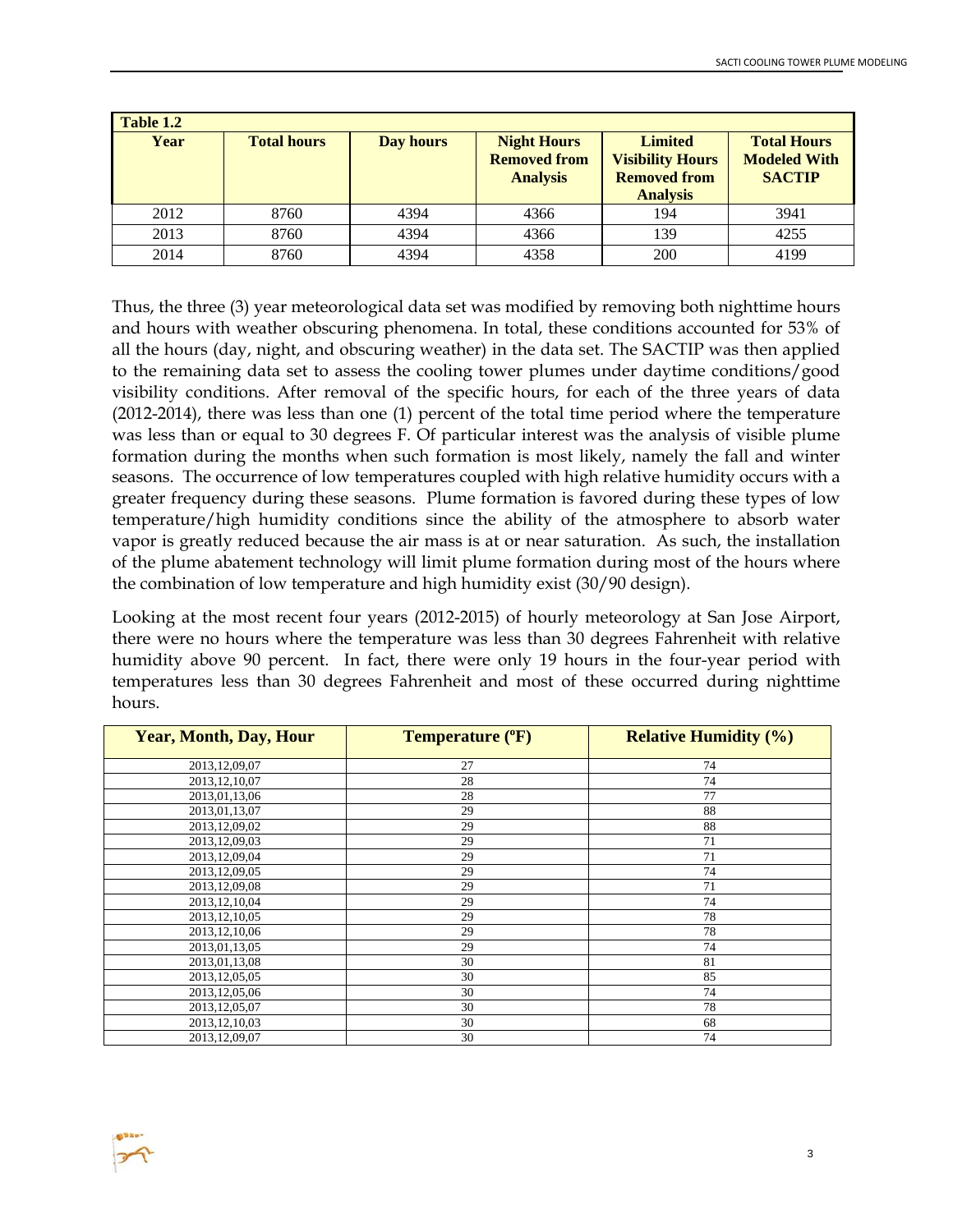| Table 1.2 | | | | | |
| --- | --- | --- | --- | --- | --- |
| **Year** | **Total hours** | **Day hours** | **Night Hours Removed from Analysis** | **Limited Visibility Hours Removed from Analysis** | **Total Hours Modeled With SACTIP** |
| 2012 | 8760 | 4394 | 4366 | 194 | 3941 |
| 2013 | 8760 | 4394 | 4366 | 139 | 4255 |
| 2014 | 8760 | 4394 | 4358 | 200 | 4199 |

Thus, the three (3) year meteorological data set was modified by removing both nighttime hours and hours with weather obscuring phenomena. In total, these conditions accounted for 53% of all the hours (day, night, and obscuring weather) in the data set. The SACTIP was then applied to the remaining data set to assess the cooling tower plumes under daytime conditions/good visibility conditions. After removal of the specific hours, for each of the three years of data (2012-2014), there was less than one (1) percent of the total time period where the temperature was less than or equal to 30 degrees F. Of particular interest was the analysis of visible plume formation during the months when such formation is most likely, namely the fall and winter seasons. The occurrence of low temperatures coupled with high relative humidity occurs with a greater frequency during these seasons. Plume formation is favored during these types of low temperature/high humidity conditions since the ability of the atmosphere to absorb water vapor is greatly reduced because the air mass is at or near saturation. As such, the installation of the plume abatement technology will limit plume formation during most of the hours where the combination of low temperature and high humidity exist (30/90 design).

Looking at the most recent four years (2012-2015) of hourly meteorology at San Jose Airport, there were no hours where the temperature was less than 30 degrees Fahrenheit with relative humidity above 90 percent. In fact, there were only 19 hours in the four-year period with temperatures less than 30 degrees Fahrenheit and most of these occurred during nighttime hours.

| Year, Month, Day, Hour | Temperature (ºF) | Relative Humidity (%) |
| --- | --- | --- |
| 2013,12,09,07 | 27 | 74 |
| 2013,12,10,07 | 28 | 74 |
| 2013,01,13,06 | 28 | 77 |
| 2013,01,13,07 | 29 | 88 |
| 2013,12,09,02 | 29 | 88 |
| 2013,12,09,03 | 29 | 71 |
| 2013,12,09,04 | 29 | 71 |
| 2013,12,09,05 | 29 | 74 |
| 2013,12,09,08 | 29 | 71 |
| 2013,12,10,04 | 29 | 74 |
| 2013,12,10,05 | 29 | 78 |
| 2013,12,10,06 | 29 | 78 |
| 2013,01,13,05 | 29 | 74 |
| 2013,01,13,08 | 30 | 81 |
| 2013,12,05,05 | 30 | 85 |
| 2013,12,05,06 | 30 | 74 |
| 2013,12,05,07 | 30 | 78 |
| 2013,12,10,03 | 30 | 68 |
| 2013,12,09,07 | 30 | 74 |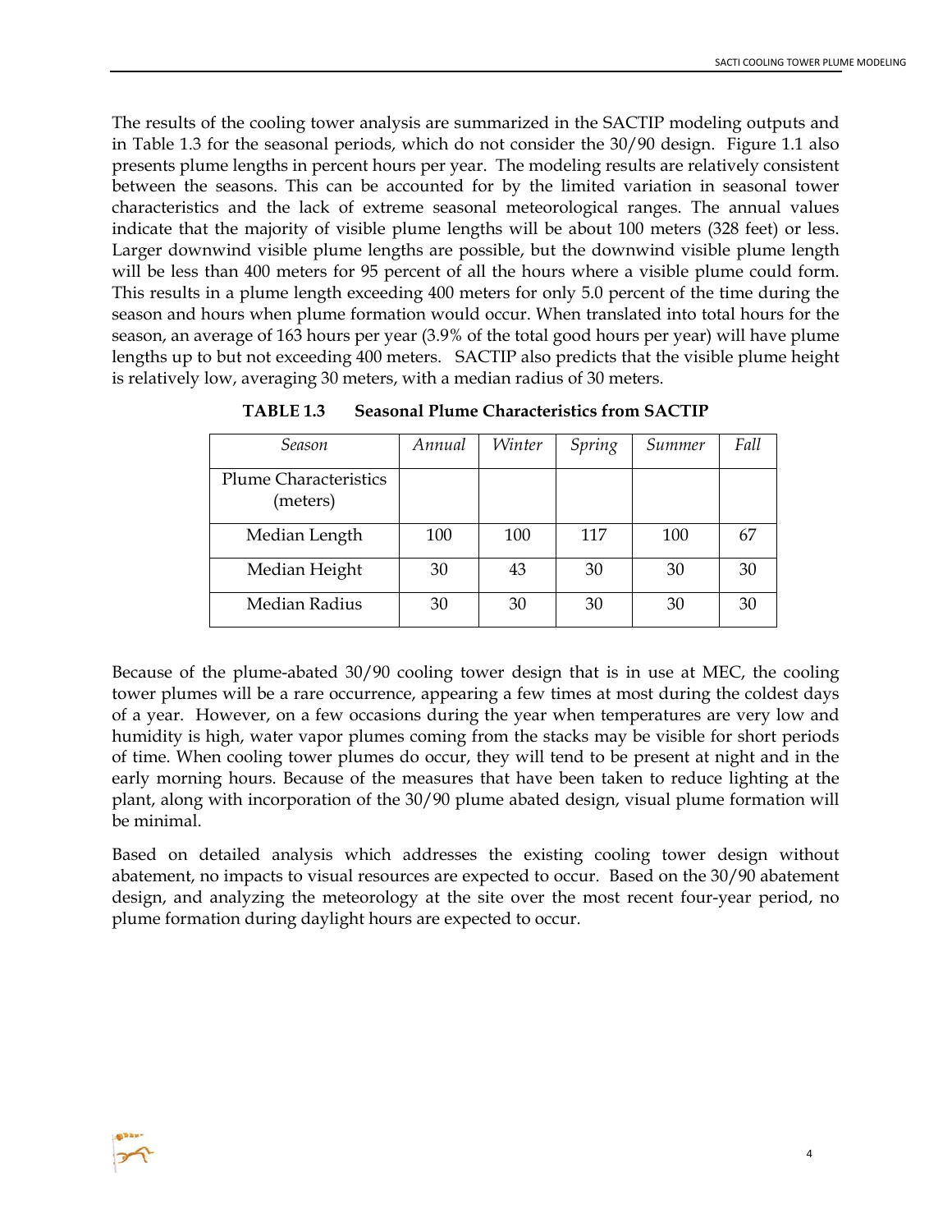The results of the cooling tower analysis are summarized in the SACTIP modeling outputs and in Table 1.3 for the seasonal periods, which do not consider the 30/90 design. Figure 1.1 also presents plume lengths in percent hours per year. The modeling results are relatively consistent between the seasons. This can be accounted for by the limited variation in seasonal tower characteristics and the lack of extreme seasonal meteorological ranges. The annual values indicate that the majority of visible plume lengths will be about 100 meters (328 feet) or less. Larger downwind visible plume lengths are possible, but the downwind visible plume length will be less than 400 meters for 95 percent of all the hours where a visible plume could form. This results in a plume length exceeding 400 meters for only 5.0 percent of the time during the season and hours when plume formation would occur. When translated into total hours for the season, an average of 163 hours per year (3.9% of the total good hours per year) will have plume lengths up to but not exceeding 400 meters. SACTIP also predicts that the visible plume height is relatively low, averaging 30 meters, with a median radius of 30 meters.

**TABLE 1.3 Seasonal Plume Characteristics from SACTIP**

| *Season* | *Annual* | *Winter* | *Spring* | *Summer* | *Fall* |
|---|---|---|---|---|---|
| Plume Characteristics (meters) | | | | | |
| Median Length | 100 | 100 | 117 | 100 | 67 |
| Median Height | 30 | 43 | 30 | 30 | 30 |
| Median Radius | 30 | 30 | 30 | 30 | 30 |

Because of the plume-abated 30/90 cooling tower design that is in use at MEC, the cooling tower plumes will be a rare occurrence, appearing a few times at most during the coldest days of a year. However, on a few occasions during the year when temperatures are very low and humidity is high, water vapor plumes coming from the stacks may be visible for short periods of time. When cooling tower plumes do occur, they will tend to be present at night and in the early morning hours. Because of the measures that have been taken to reduce lighting at the plant, along with incorporation of the 30/90 plume abated design, visual plume formation will be minimal.

Based on detailed analysis which addresses the existing cooling tower design without abatement, no impacts to visual resources are expected to occur. Based on the 30/90 abatement design, and analyzing the meteorology at the site over the most recent four-year period, no plume formation during daylight hours are expected to occur.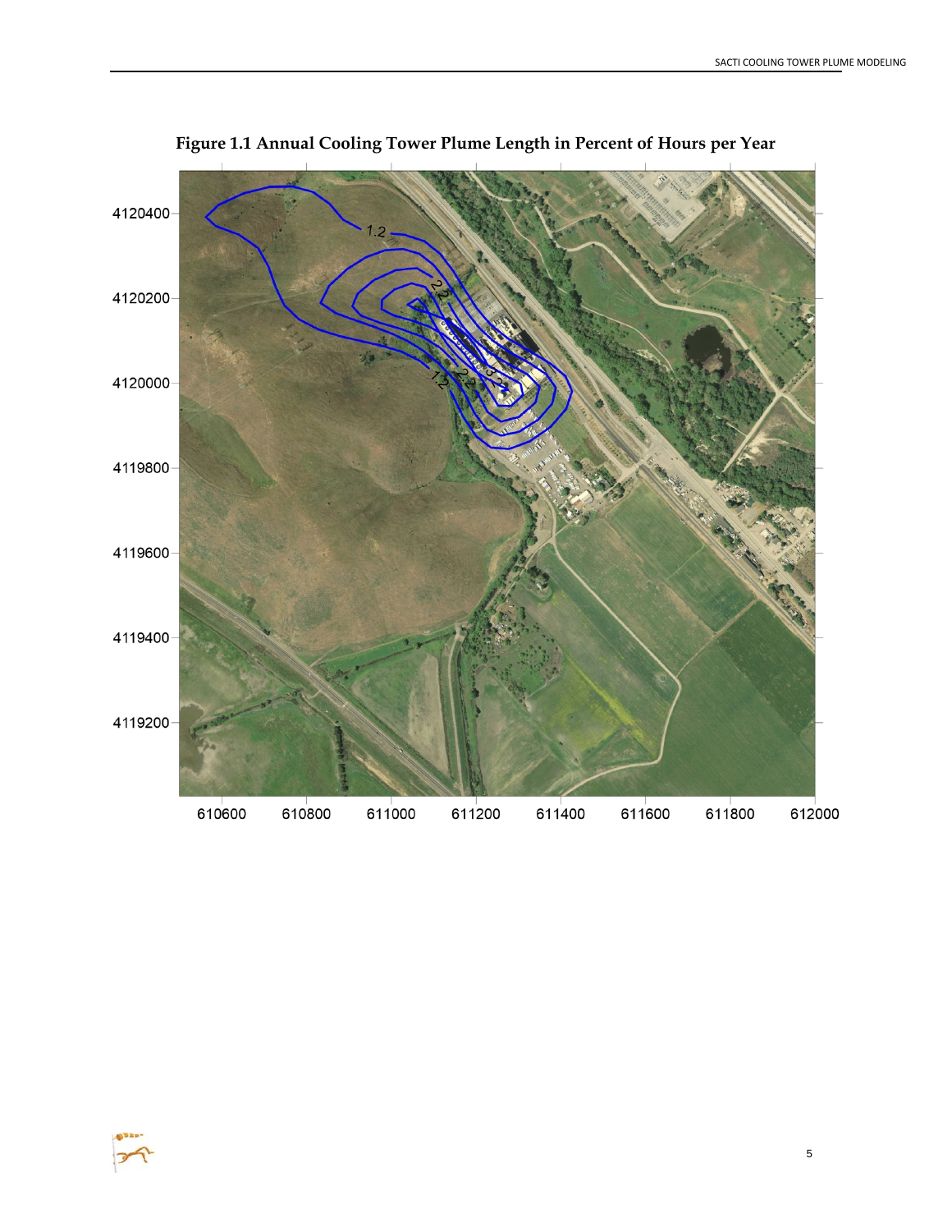**Figure 1.1 Annual Cooling Tower Plume Length in Percent of Hours per Year**

4120400
4120200
4120000
4119800
4119600
4119400
4119200

610600 610800 611000 611200 611400 611600 611800 612000

1.2
2.2
3.2
2.2
1.2